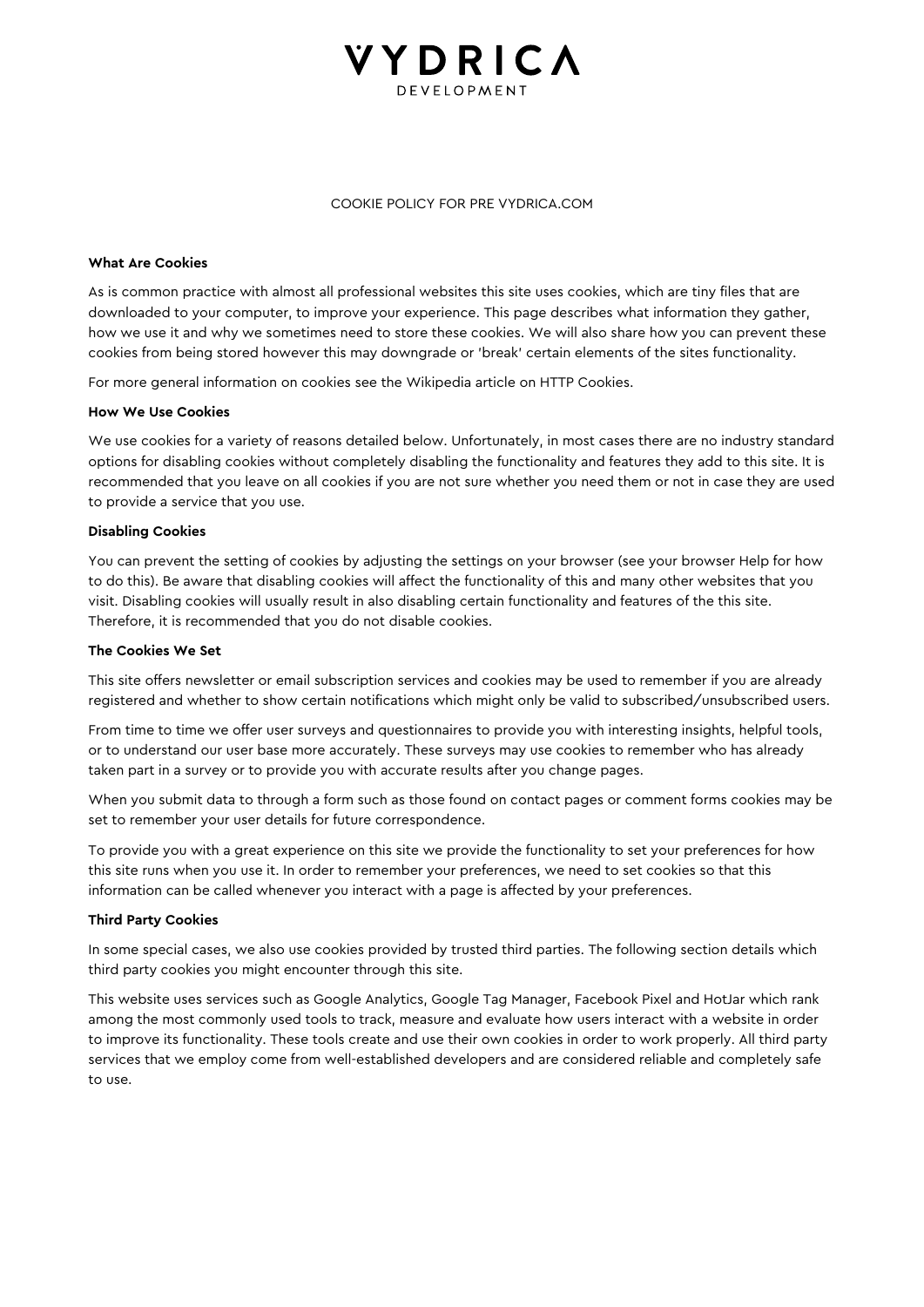# VYDRICA DEVELOPMENT

COOKIE POLICY FOR PRE VYDRICA.COM

**What Are Cookies**

As is common practice with almost all professional websites this site uses cookies, which are tiny files that are downloaded to your computer, to improve your experience. This page describes what information they gather, how we use it and why we sometimes need to store these cookies. We will also share how you can prevent these cookies from being stored however this may downgrade or 'break' certain elements of the sites functionality.

For more general information on cookies see the Wikipedia article on HTTP Cookies.

**How We Use Cookies**

We use cookies for a variety of reasons detailed below. Unfortunately, in most cases there are no industry standard options for disabling cookies without completely disabling the functionality and features they add to this site. It is recommended that you leave on all cookies if you are not sure whether you need them or not in case they are used to provide a service that you use.

**Disabling Cookies**

You can prevent the setting of cookies by adjusting the settings on your browser (see your browser Help for how to do this). Be aware that disabling cookies will affect the functionality of this and many other websites that you visit. Disabling cookies will usually result in also disabling certain functionality and features of the this site. Therefore, it is recommended that you do not disable cookies.

**The Cookies We Set**

This site offers newsletter or email subscription services and cookies may be used to remember if you are already registered and whether to show certain notifications which might only be valid to subscribed/unsubscribed users.

From time to time we offer user surveys and questionnaires to provide you with interesting insights, helpful tools, or to understand our user base more accurately. These surveys may use cookies to remember who has already taken part in a survey or to provide you with accurate results after you change pages.

When you submit data to through a form such as those found on contact pages or comment forms cookies may be set to remember your user details for future correspondence.

To provide you with a great experience on this site we provide the functionality to set your preferences for how this site runs when you use it. In order to remember your preferences, we need to set cookies so that this information can be called whenever you interact with a page is affected by your preferences.

**Third Party Cookies**

In some special cases, we also use cookies provided by trusted third parties. The following section details which third party cookies you might encounter through this site.

This website uses services such as Google Analytics, Google Tag Manager, Facebook Pixel and HotJar which rank among the most commonly used tools to track, measure and evaluate how users interact with a website in order to improve its functionality. These tools create and use their own cookies in order to work properly. All third party services that we employ come from well-established developers and are considered reliable and completely safe to use.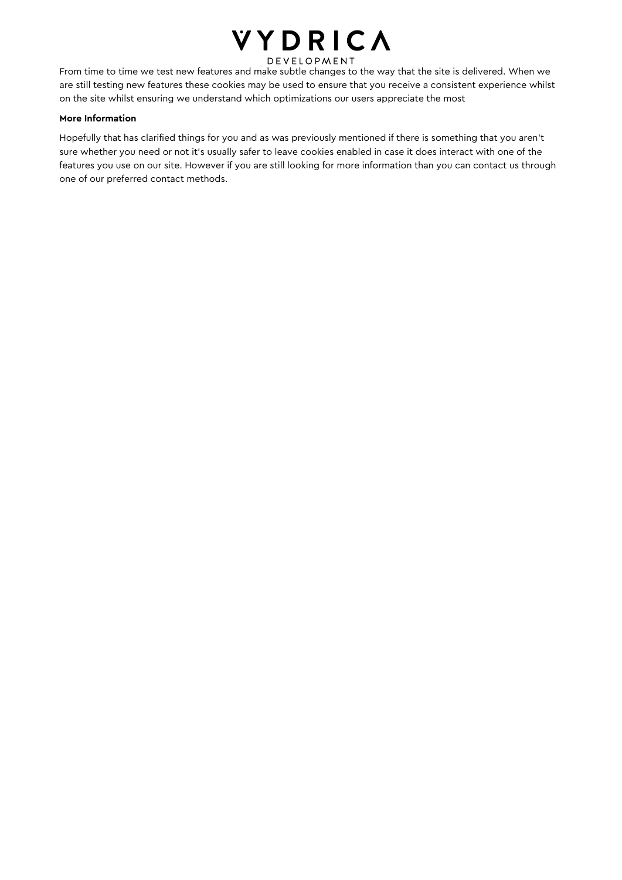From time to time we test new features and make subtle changes to the way that the site is delivered. When we are still testing new features these cookies may be used to ensure that you receive a consistent experience whilst on the site whilst ensuring we understand which optimizations our users appreciate the most

**More Information**

Hopefully that has clarified things for you and as was previously mentioned if there is something that you aren't sure whether you need or not it's usually safer to leave cookies enabled in case it does interact with one of the features you use on our site. However if you are still looking for more information than you can contact us through one of our preferred contact methods.